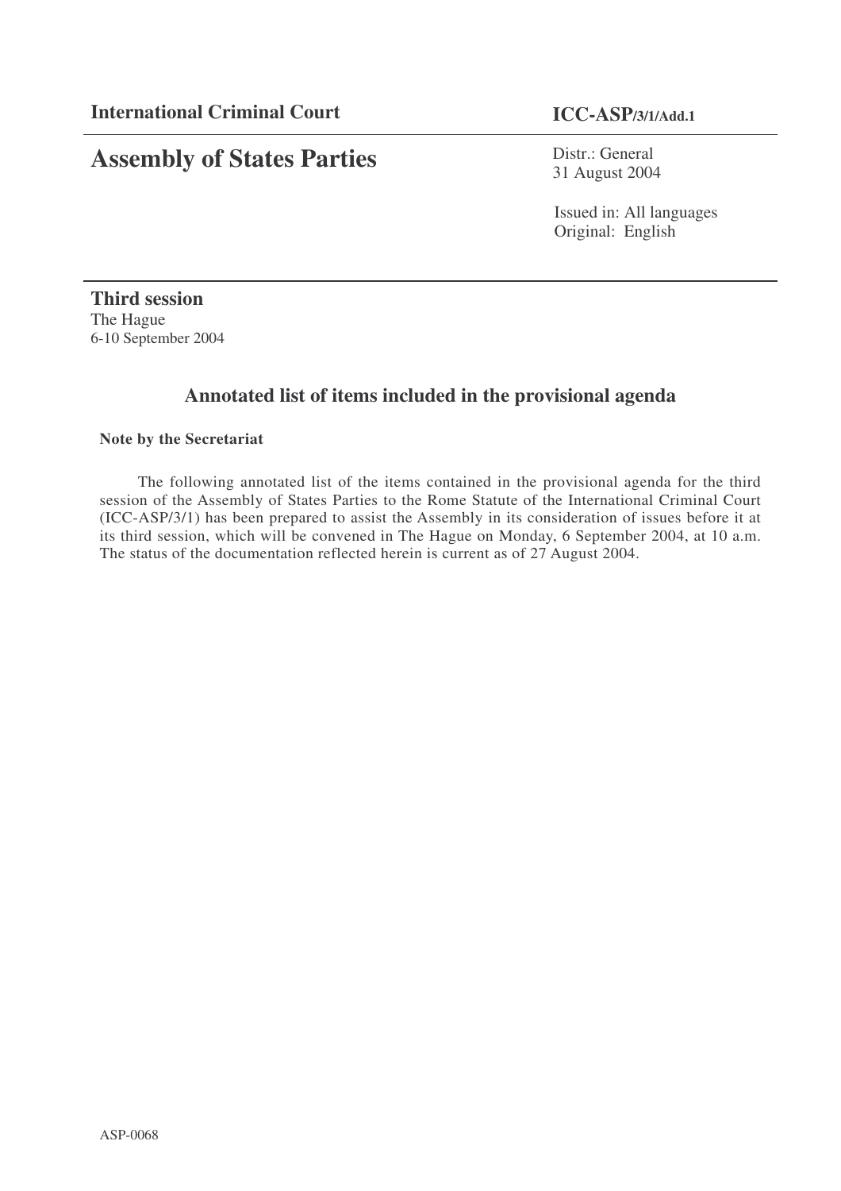**International Criminal Court** **ICC-ASP/3/1/Add.1**

# Assembly of States Parties

Distr.: General
31 August 2004

Issued in: All languages
Original: English

**Third session**
The Hague
6-10 September 2004

## Annotated list of items included in the provisional agenda

**Note by the Secretariat**

The following annotated list of the items contained in the provisional agenda for the third session of the Assembly of States Parties to the Rome Statute of the International Criminal Court (ICC-ASP/3/1) has been prepared to assist the Assembly in its consideration of issues before it at its third session, which will be convened in The Hague on Monday, 6 September 2004, at 10 a.m. The status of the documentation reflected herein is current as of 27 August 2004.

ASP-0068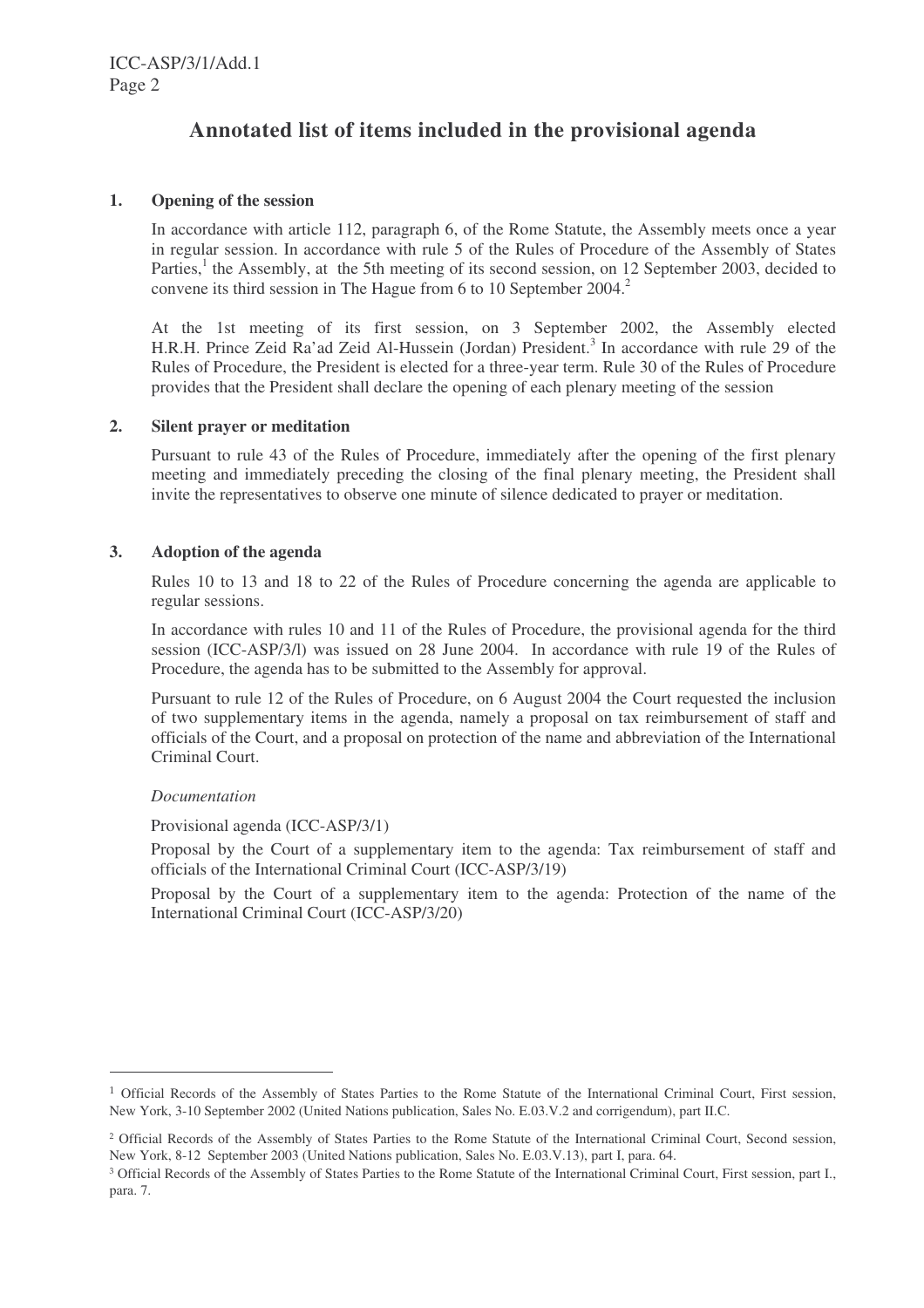# Annotated list of items included in the provisional agenda

## 1. Opening of the session

In accordance with article 112, paragraph 6, of the Rome Statute, the Assembly meets once a year in regular session. In accordance with rule 5 of the Rules of Procedure of the Assembly of States Parties,[1] the Assembly, at the 5th meeting of its second session, on 12 September 2003, decided to convene its third session in The Hague from 6 to 10 September 2004.[2]

At the 1st meeting of its first session, on 3 September 2002, the Assembly elected H.R.H. Prince Zeid Ra'ad Zeid Al-Hussein (Jordan) President.[3] In accordance with rule 29 of the Rules of Procedure, the President is elected for a three-year term. Rule 30 of the Rules of Procedure provides that the President shall declare the opening of each plenary meeting of the session

## 2. Silent prayer or meditation

Pursuant to rule 43 of the Rules of Procedure, immediately after the opening of the first plenary meeting and immediately preceding the closing of the final plenary meeting, the President shall invite the representatives to observe one minute of silence dedicated to prayer or meditation.

## 3. Adoption of the agenda

Rules 10 to 13 and 18 to 22 of the Rules of Procedure concerning the agenda are applicable to regular sessions.

In accordance with rules 10 and 11 of the Rules of Procedure, the provisional agenda for the third session (ICC-ASP/3/l) was issued on 28 June 2004. In accordance with rule 19 of the Rules of Procedure, the agenda has to be submitted to the Assembly for approval.

Pursuant to rule 12 of the Rules of Procedure, on 6 August 2004 the Court requested the inclusion of two supplementary items in the agenda, namely a proposal on tax reimbursement of staff and officials of the Court, and a proposal on protection of the name and abbreviation of the International Criminal Court.

*Documentation*

Provisional agenda (ICC-ASP/3/1)

Proposal by the Court of a supplementary item to the agenda: Tax reimbursement of staff and officials of the International Criminal Court (ICC-ASP/3/19)

Proposal by the Court of a supplementary item to the agenda: Protection of the name of the International Criminal Court (ICC-ASP/3/20)

---

[1] Official Records of the Assembly of States Parties to the Rome Statute of the International Criminal Court, First session, New York, 3-10 September 2002 (United Nations publication, Sales No. E.03.V.2 and corrigendum), part II.C.

[2] Official Records of the Assembly of States Parties to the Rome Statute of the International Criminal Court, Second session, New York, 8-12 September 2003 (United Nations publication, Sales No. E.03.V.13), part I, para. 64.

[3] Official Records of the Assembly of States Parties to the Rome Statute of the International Criminal Court, First session, part I., para. 7.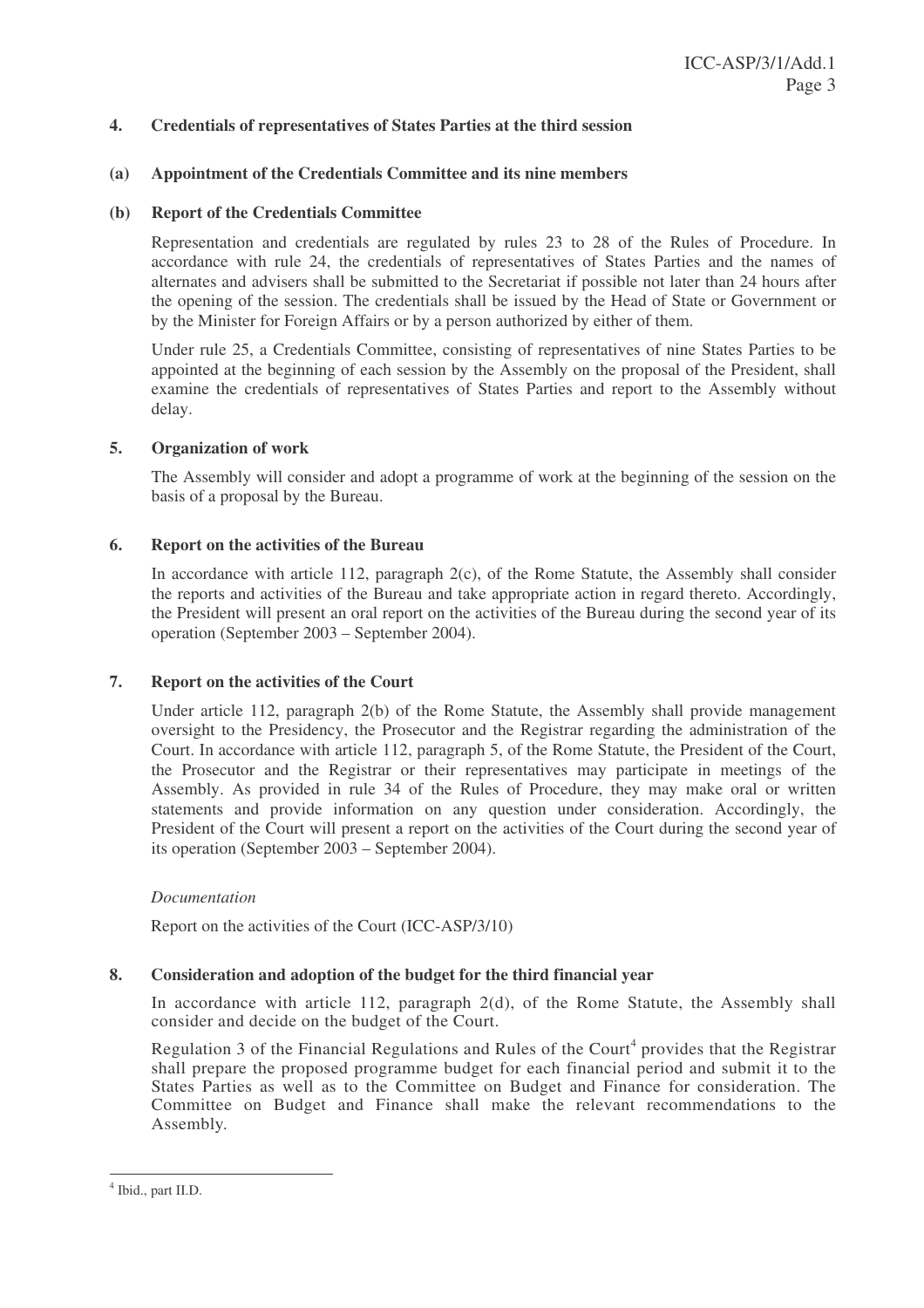**4. Credentials of representatives of States Parties at the third session**

**(a) Appointment of the Credentials Committee and its nine members**

**(b) Report of the Credentials Committee**

Representation and credentials are regulated by rules 23 to 28 of the Rules of Procedure. In accordance with rule 24, the credentials of representatives of States Parties and the names of alternates and advisers shall be submitted to the Secretariat if possible not later than 24 hours after the opening of the session. The credentials shall be issued by the Head of State or Government or by the Minister for Foreign Affairs or by a person authorized by either of them.

Under rule 25, a Credentials Committee, consisting of representatives of nine States Parties to be appointed at the beginning of each session by the Assembly on the proposal of the President, shall examine the credentials of representatives of States Parties and report to the Assembly without delay.

**5. Organization of work**

The Assembly will consider and adopt a programme of work at the beginning of the session on the basis of a proposal by the Bureau.

**6. Report on the activities of the Bureau**

In accordance with article 112, paragraph 2(c), of the Rome Statute, the Assembly shall consider the reports and activities of the Bureau and take appropriate action in regard thereto. Accordingly, the President will present an oral report on the activities of the Bureau during the second year of its operation (September 2003 – September 2004).

**7. Report on the activities of the Court**

Under article 112, paragraph 2(b) of the Rome Statute, the Assembly shall provide management oversight to the Presidency, the Prosecutor and the Registrar regarding the administration of the Court. In accordance with article 112, paragraph 5, of the Rome Statute, the President of the Court, the Prosecutor and the Registrar or their representatives may participate in meetings of the Assembly. As provided in rule 34 of the Rules of Procedure, they may make oral or written statements and provide information on any question under consideration. Accordingly, the President of the Court will present a report on the activities of the Court during the second year of its operation (September 2003 – September 2004).

*Documentation*

Report on the activities of the Court (ICC-ASP/3/10)

**8. Consideration and adoption of the budget for the third financial year**

In accordance with article 112, paragraph 2(d), of the Rome Statute, the Assembly shall consider and decide on the budget of the Court.

Regulation 3 of the Financial Regulations and Rules of the Court[4] provides that the Registrar shall prepare the proposed programme budget for each financial period and submit it to the States Parties as well as to the Committee on Budget and Finance for consideration. The Committee on Budget and Finance shall make the relevant recommendations to the Assembly.

---

[4] Ibid., part II.D.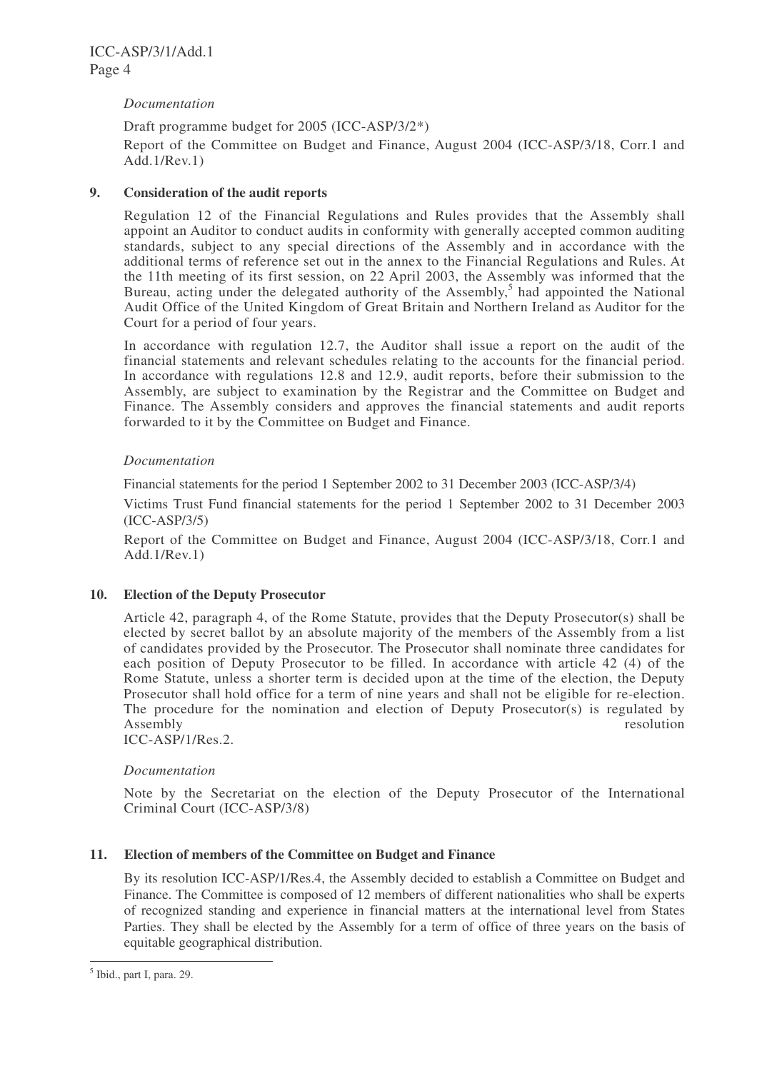*Documentation*

Draft programme budget for 2005 (ICC-ASP/3/2*)

Report of the Committee on Budget and Finance, August 2004 (ICC-ASP/3/18, Corr.1 and Add.1/Rev.1)

**9. Consideration of the audit reports**

Regulation 12 of the Financial Regulations and Rules provides that the Assembly shall appoint an Auditor to conduct audits in conformity with generally accepted common auditing standards, subject to any special directions of the Assembly and in accordance with the additional terms of reference set out in the annex to the Financial Regulations and Rules. At the 11th meeting of its first session, on 22 April 2003, the Assembly was informed that the Bureau, acting under the delegated authority of the Assembly,[5] had appointed the National Audit Office of the United Kingdom of Great Britain and Northern Ireland as Auditor for the Court for a period of four years.

In accordance with regulation 12.7, the Auditor shall issue a report on the audit of the financial statements and relevant schedules relating to the accounts for the financial period. In accordance with regulations 12.8 and 12.9, audit reports, before their submission to the Assembly, are subject to examination by the Registrar and the Committee on Budget and Finance. The Assembly considers and approves the financial statements and audit reports forwarded to it by the Committee on Budget and Finance.

*Documentation*

Financial statements for the period 1 September 2002 to 31 December 2003 (ICC-ASP/3/4)

Victims Trust Fund financial statements for the period 1 September 2002 to 31 December 2003 (ICC-ASP/3/5)

Report of the Committee on Budget and Finance, August 2004 (ICC-ASP/3/18, Corr.1 and Add.1/Rev.1)

**10. Election of the Deputy Prosecutor**

Article 42, paragraph 4, of the Rome Statute, provides that the Deputy Prosecutor(s) shall be elected by secret ballot by an absolute majority of the members of the Assembly from a list of candidates provided by the Prosecutor. The Prosecutor shall nominate three candidates for each position of Deputy Prosecutor to be filled. In accordance with article 42 (4) of the Rome Statute, unless a shorter term is decided upon at the time of the election, the Deputy Prosecutor shall hold office for a term of nine years and shall not be eligible for re-election. The procedure for the nomination and election of Deputy Prosecutor(s) is regulated by Assembly resolution ICC-ASP/1/Res.2.

*Documentation*

Note by the Secretariat on the election of the Deputy Prosecutor of the International Criminal Court (ICC-ASP/3/8)

**11. Election of members of the Committee on Budget and Finance**

By its resolution ICC-ASP/1/Res.4, the Assembly decided to establish a Committee on Budget and Finance. The Committee is composed of 12 members of different nationalities who shall be experts of recognized standing and experience in financial matters at the international level from States Parties. They shall be elected by the Assembly for a term of office of three years on the basis of equitable geographical distribution.

[5] Ibid., part I, para. 29.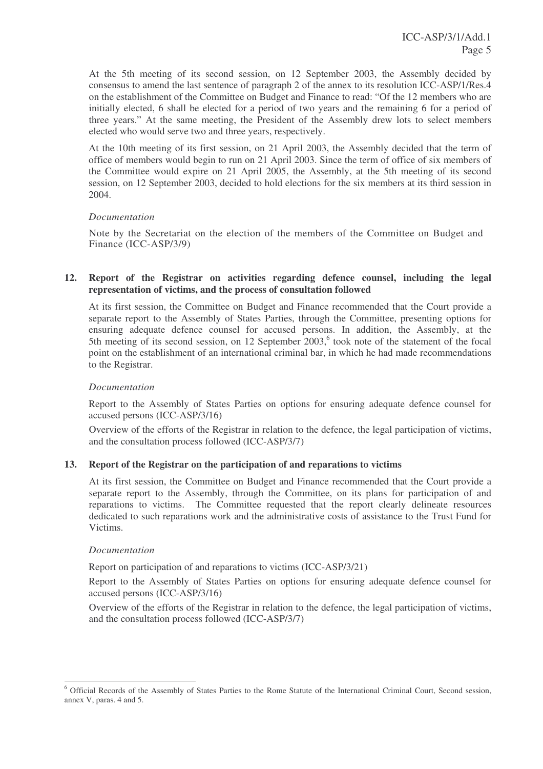At the 5th meeting of its second session, on 12 September 2003, the Assembly decided by consensus to amend the last sentence of paragraph 2 of the annex to its resolution ICC-ASP/1/Res.4 on the establishment of the Committee on Budget and Finance to read: "Of the 12 members who are initially elected, 6 shall be elected for a period of two years and the remaining 6 for a period of three years." At the same meeting, the President of the Assembly drew lots to select members elected who would serve two and three years, respectively.

At the 10th meeting of its first session, on 21 April 2003, the Assembly decided that the term of office of members would begin to run on 21 April 2003. Since the term of office of six members of the Committee would expire on 21 April 2005, the Assembly, at the 5th meeting of its second session, on 12 September 2003, decided to hold elections for the six members at its third session in 2004.

*Documentation*

Note by the Secretariat on the election of the members of the Committee on Budget and Finance (ICC-ASP/3/9)

**12. Report of the Registrar on activities regarding defence counsel, including the legal representation of victims, and the process of consultation followed**

At its first session, the Committee on Budget and Finance recommended that the Court provide a separate report to the Assembly of States Parties, through the Committee, presenting options for ensuring adequate defence counsel for accused persons. In addition, the Assembly, at the 5th meeting of its second session, on 12 September 2003,[6] took note of the statement of the focal point on the establishment of an international criminal bar, in which he had made recommendations to the Registrar.

*Documentation*

Report to the Assembly of States Parties on options for ensuring adequate defence counsel for accused persons (ICC-ASP/3/16)

Overview of the efforts of the Registrar in relation to the defence, the legal participation of victims, and the consultation process followed (ICC-ASP/3/7)

**13. Report of the Registrar on the participation of and reparations to victims**

At its first session, the Committee on Budget and Finance recommended that the Court provide a separate report to the Assembly, through the Committee, on its plans for participation of and reparations to victims. The Committee requested that the report clearly delineate resources dedicated to such reparations work and the administrative costs of assistance to the Trust Fund for Victims.

*Documentation*

Report on participation of and reparations to victims (ICC-ASP/3/21)

Report to the Assembly of States Parties on options for ensuring adequate defence counsel for accused persons (ICC-ASP/3/16)

Overview of the efforts of the Registrar in relation to the defence, the legal participation of victims, and the consultation process followed (ICC-ASP/3/7)

---

[6] Official Records of the Assembly of States Parties to the Rome Statute of the International Criminal Court, Second session, annex V, paras. 4 and 5.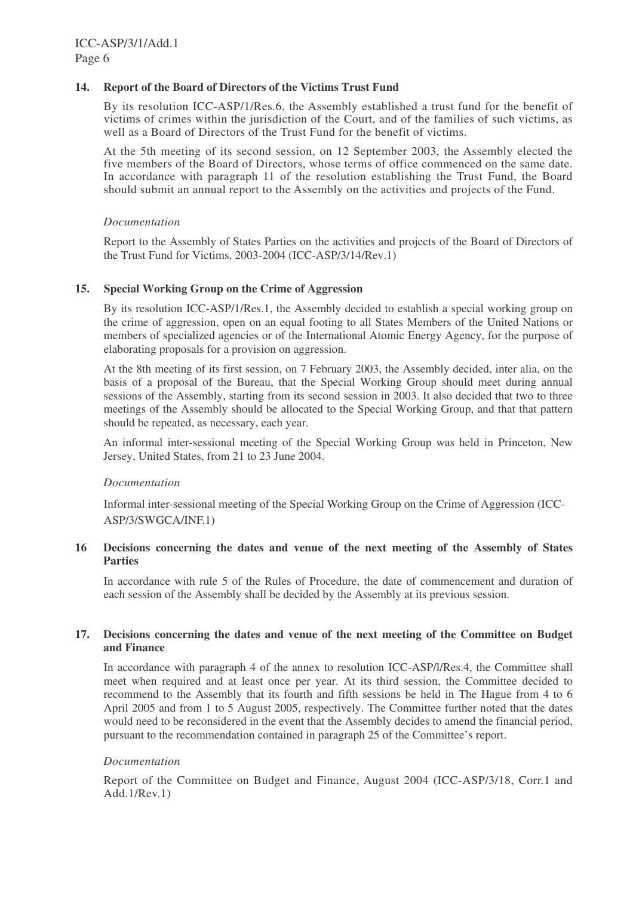### 14. Report of the Board of Directors of the Victims Trust Fund

By its resolution ICC-ASP/1/Res.6, the Assembly established a trust fund for the benefit of victims of crimes within the jurisdiction of the Court, and of the families of such victims, as well as a Board of Directors of the Trust Fund for the benefit of victims.

At the 5th meeting of its second session, on 12 September 2003, the Assembly elected the five members of the Board of Directors, whose terms of office commenced on the same date. In accordance with paragraph 11 of the resolution establishing the Trust Fund, the Board should submit an annual report to the Assembly on the activities and projects of the Fund.

*Documentation*

Report to the Assembly of States Parties on the activities and projects of the Board of Directors of the Trust Fund for Victims, 2003-2004 (ICC-ASP/3/14/Rev.1)

### 15. Special Working Group on the Crime of Aggression

By its resolution ICC-ASP/1/Res.1, the Assembly decided to establish a special working group on the crime of aggression, open on an equal footing to all States Members of the United Nations or members of specialized agencies or of the International Atomic Energy Agency, for the purpose of elaborating proposals for a provision on aggression.

At the 8th meeting of its first session, on 7 February 2003, the Assembly decided, inter alia, on the basis of a proposal of the Bureau, that the Special Working Group should meet during annual sessions of the Assembly, starting from its second session in 2003. It also decided that two to three meetings of the Assembly should be allocated to the Special Working Group, and that that pattern should be repeated, as necessary, each year.

An informal inter-sessional meeting of the Special Working Group was held in Princeton, New Jersey, United States, from 21 to 23 June 2004.

*Documentation*

Informal inter-sessional meeting of the Special Working Group on the Crime of Aggression (ICC-ASP/3/SWGCA/INF.1)

### 16 Decisions concerning the dates and venue of the next meeting of the Assembly of States Parties

In accordance with rule 5 of the Rules of Procedure, the date of commencement and duration of each session of the Assembly shall be decided by the Assembly at its previous session.

### 17. Decisions concerning the dates and venue of the next meeting of the Committee on Budget and Finance

In accordance with paragraph 4 of the annex to resolution ICC-ASP/l/Res.4, the Committee shall meet when required and at least once per year. At its third session, the Committee decided to recommend to the Assembly that its fourth and fifth sessions be held in The Hague from 4 to 6 April 2005 and from 1 to 5 August 2005, respectively. The Committee further noted that the dates would need to be reconsidered in the event that the Assembly decides to amend the financial period, pursuant to the recommendation contained in paragraph 25 of the Committee's report.

*Documentation*

Report of the Committee on Budget and Finance, August 2004 (ICC-ASP/3/18, Corr.1 and Add.1/Rev.1)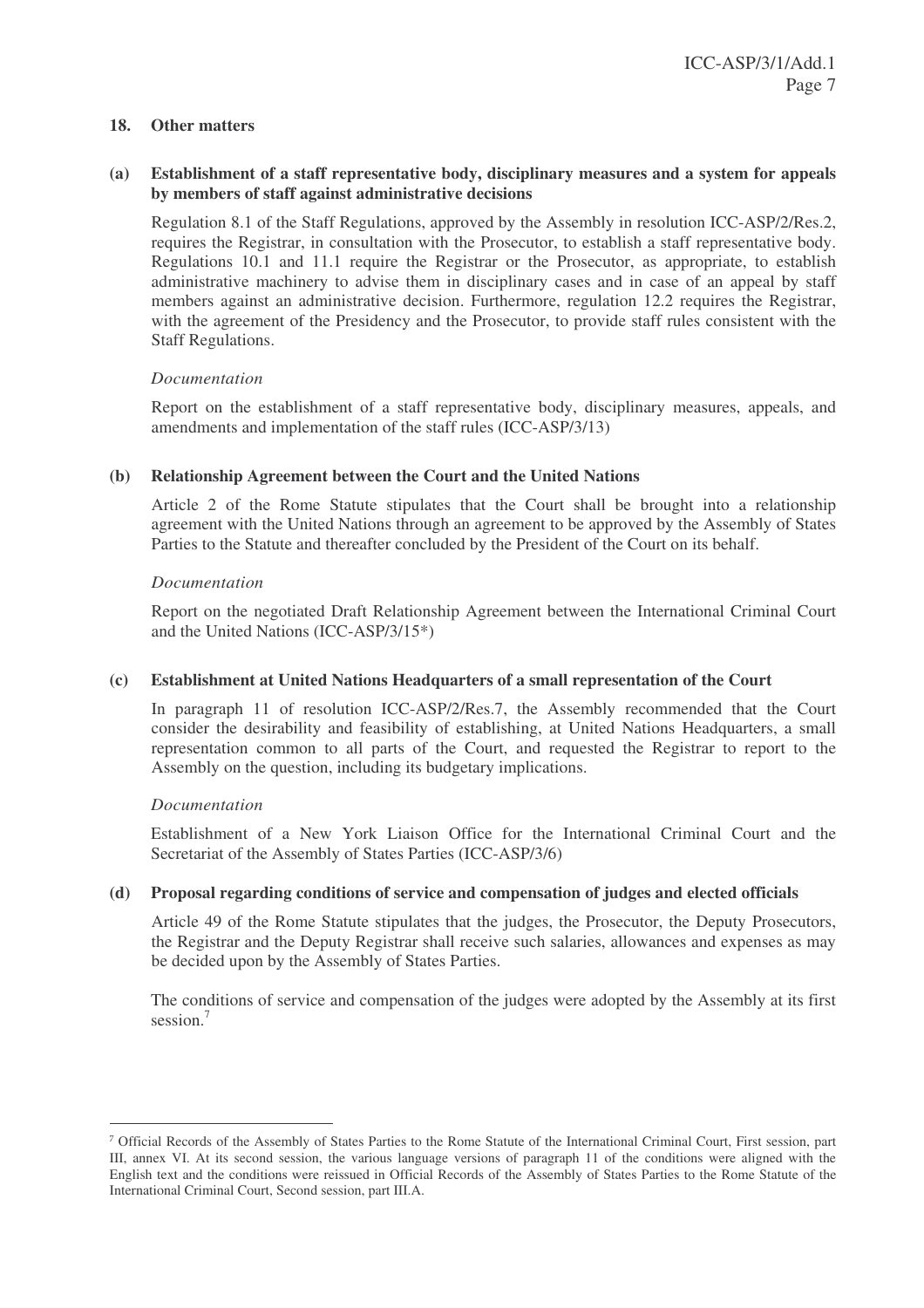## 18. Other matters

### (a) Establishment of a staff representative body, disciplinary measures and a system for appeals by members of staff against administrative decisions

Regulation 8.1 of the Staff Regulations, approved by the Assembly in resolution ICC-ASP/2/Res.2, requires the Registrar, in consultation with the Prosecutor, to establish a staff representative body. Regulations 10.1 and 11.1 require the Registrar or the Prosecutor, as appropriate, to establish administrative machinery to advise them in disciplinary cases and in case of an appeal by staff members against an administrative decision. Furthermore, regulation 12.2 requires the Registrar, with the agreement of the Presidency and the Prosecutor, to provide staff rules consistent with the Staff Regulations.

*Documentation*

Report on the establishment of a staff representative body, disciplinary measures, appeals, and amendments and implementation of the staff rules (ICC-ASP/3/13)

### (b) Relationship Agreement between the Court and the United Nations

Article 2 of the Rome Statute stipulates that the Court shall be brought into a relationship agreement with the United Nations through an agreement to be approved by the Assembly of States Parties to the Statute and thereafter concluded by the President of the Court on its behalf.

*Documentation*

Report on the negotiated Draft Relationship Agreement between the International Criminal Court and the United Nations (ICC-ASP/3/15*)

### (c) Establishment at United Nations Headquarters of a small representation of the Court

In paragraph 11 of resolution ICC-ASP/2/Res.7, the Assembly recommended that the Court consider the desirability and feasibility of establishing, at United Nations Headquarters, a small representation common to all parts of the Court, and requested the Registrar to report to the Assembly on the question, including its budgetary implications.

*Documentation*

Establishment of a New York Liaison Office for the International Criminal Court and the Secretariat of the Assembly of States Parties (ICC-ASP/3/6)

### (d) Proposal regarding conditions of service and compensation of judges and elected officials

Article 49 of the Rome Statute stipulates that the judges, the Prosecutor, the Deputy Prosecutors, the Registrar and the Deputy Registrar shall receive such salaries, allowances and expenses as may be decided upon by the Assembly of States Parties.

The conditions of service and compensation of the judges were adopted by the Assembly at its first session.[7]

---

[7] Official Records of the Assembly of States Parties to the Rome Statute of the International Criminal Court, First session, part III, annex VI. At its second session, the various language versions of paragraph 11 of the conditions were aligned with the English text and the conditions were reissued in Official Records of the Assembly of States Parties to the Rome Statute of the International Criminal Court, Second session, part III.A.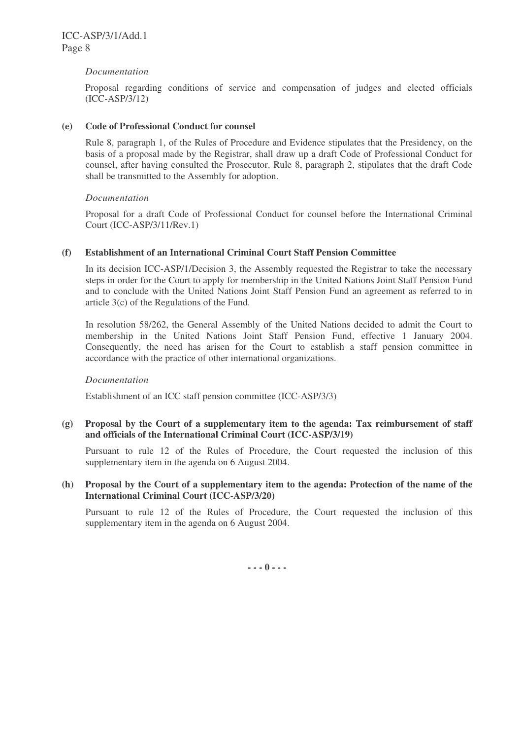*Documentation*

Proposal regarding conditions of service and compensation of judges and elected officials (ICC-ASP/3/12)

**(e) Code of Professional Conduct for counsel**

Rule 8, paragraph 1, of the Rules of Procedure and Evidence stipulates that the Presidency, on the basis of a proposal made by the Registrar, shall draw up a draft Code of Professional Conduct for counsel, after having consulted the Prosecutor. Rule 8, paragraph 2, stipulates that the draft Code shall be transmitted to the Assembly for adoption.

*Documentation*

Proposal for a draft Code of Professional Conduct for counsel before the International Criminal Court (ICC-ASP/3/11/Rev.1)

**(f) Establishment of an International Criminal Court Staff Pension Committee**

In its decision ICC-ASP/1/Decision 3, the Assembly requested the Registrar to take the necessary steps in order for the Court to apply for membership in the United Nations Joint Staff Pension Fund and to conclude with the United Nations Joint Staff Pension Fund an agreement as referred to in article 3(c) of the Regulations of the Fund.

In resolution 58/262, the General Assembly of the United Nations decided to admit the Court to membership in the United Nations Joint Staff Pension Fund, effective 1 January 2004. Consequently, the need has arisen for the Court to establish a staff pension committee in accordance with the practice of other international organizations.

*Documentation*

Establishment of an ICC staff pension committee (ICC-ASP/3/3)

**(g) Proposal by the Court of a supplementary item to the agenda: Tax reimbursement of staff and officials of the International Criminal Court (ICC-ASP/3/19)**

Pursuant to rule 12 of the Rules of Procedure, the Court requested the inclusion of this supplementary item in the agenda on 6 August 2004.

**(h) Proposal by the Court of a supplementary item to the agenda: Protection of the name of the International Criminal Court (ICC-ASP/3/20)**

Pursuant to rule 12 of the Rules of Procedure, the Court requested the inclusion of this supplementary item in the agenda on 6 August 2004.

**- - - 0 - - -**